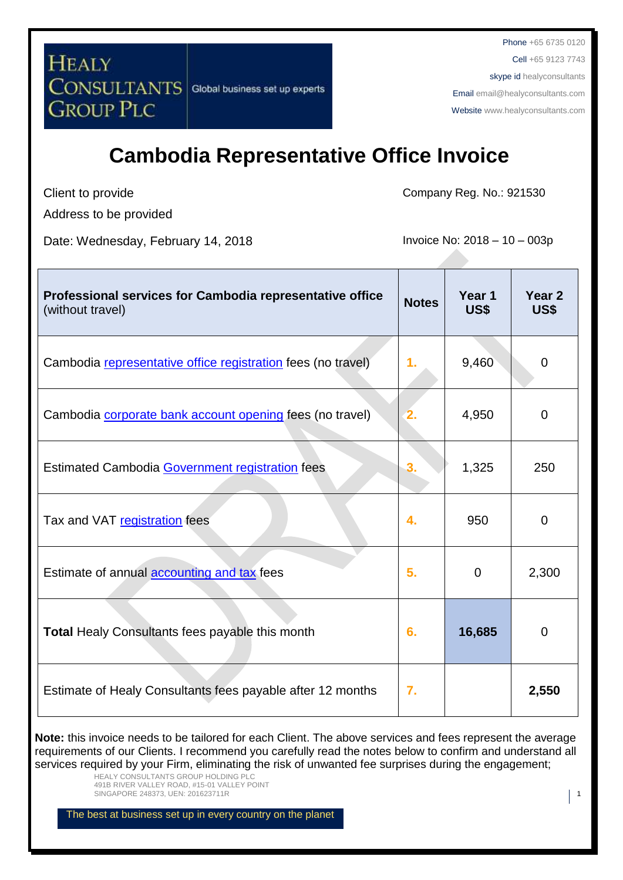HEALY CONSULTANTS GROUP PLC

Global business set up experts

Phone +65 6735 0120

Cell +65 9123 7743

skype id healyconsultants

Email email@healyconsultants.com

Website www.healyconsultants.com

# Cambodia Representative Office Invoice

Client to provide

Address to be provided

Company Reg. No.: 921530

Date: Wednesday, February 14, 2018

Invoice No: 2018 – 10 – 003p

| **Professional services for Cambodia representative office** (without travel) | **Notes** | **Year 1 US$** | **Year 2 US$** |
|---|---|---|---|
| Cambodia representative office registration fees (no travel) | 1. | 9,460 | 0 |
| Cambodia corporate bank account opening fees (no travel) | 2. | 4,950 | 0 |
| Estimated Cambodia Government registration fees | 3. | 1,325 | 250 |
| Tax and VAT registration fees | 4. | 950 | 0 |
| Estimate of annual accounting and tax fees | 5. | 0 | 2,300 |
| **Total** Healy Consultants fees payable this month | 6. | **16,685** | 0 |
| Estimate of Healy Consultants fees payable after 12 months | 7. | | **2,550** |

**Note:** this invoice needs to be tailored for each Client. The above services and fees represent the average requirements of our Clients. I recommend you carefully read the notes below to confirm and understand all services required by your Firm, eliminating the risk of unwanted fee surprises during the engagement;

HEALY CONSULTANTS GROUP HOLDING PLC
491B RIVER VALLEY ROAD, #15-01 VALLEY POINT
SINGAPORE 248373, UEN: 201623711R

The best at business set up in every country on the planet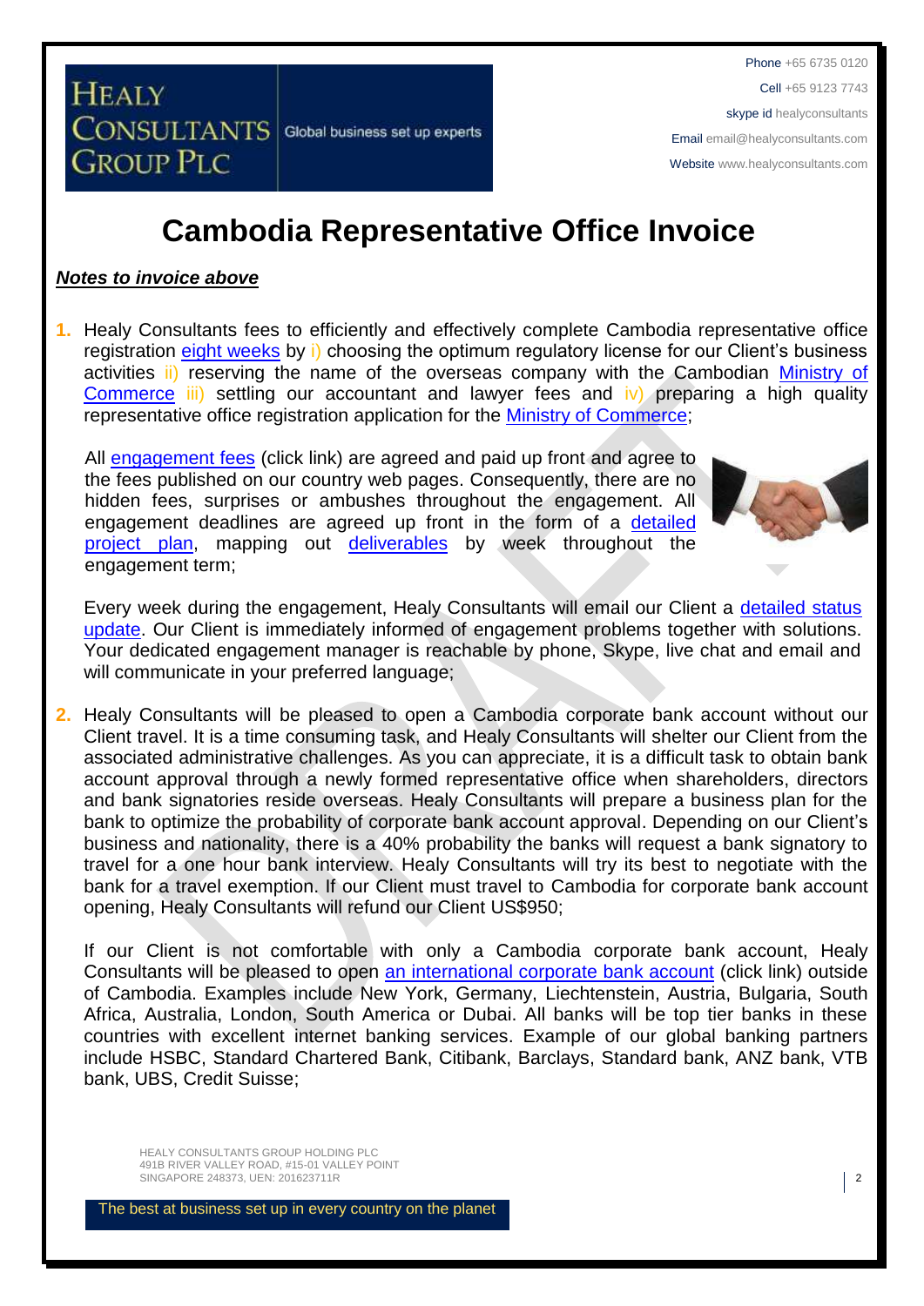# Cambodia Representative Office Invoice

***Notes to invoice above***

1. Healy Consultants fees to efficiently and effectively complete Cambodia representative office registration eight weeks by i) choosing the optimum regulatory license for our Client's business activities ii) reserving the name of the overseas company with the Cambodian Ministry of Commerce iii) settling our accountant and lawyer fees and iv) preparing a high quality representative office registration application for the Ministry of Commerce;

   All engagement fees (click link) are agreed and paid up front and agree to the fees published on our country web pages. Consequently, there are no hidden fees, surprises or ambushes throughout the engagement. All engagement deadlines are agreed up front in the form of a detailed project plan, mapping out deliverables by week throughout the engagement term;

   Every week during the engagement, Healy Consultants will email our Client a detailed status update. Our Client is immediately informed of engagement problems together with solutions. Your dedicated engagement manager is reachable by phone, Skype, live chat and email and will communicate in your preferred language;

2. Healy Consultants will be pleased to open a Cambodia corporate bank account without our Client travel. It is a time consuming task, and Healy Consultants will shelter our Client from the associated administrative challenges. As you can appreciate, it is a difficult task to obtain bank account approval through a newly formed representative office when shareholders, directors and bank signatories reside overseas. Healy Consultants will prepare a business plan for the bank to optimize the probability of corporate bank account approval. Depending on our Client's business and nationality, there is a 40% probability the banks will request a bank signatory to travel for a one hour bank interview. Healy Consultants will try its best to negotiate with the bank for a travel exemption. If our Client must travel to Cambodia for corporate bank account opening, Healy Consultants will refund our Client US$950;

   If our Client is not comfortable with only a Cambodia corporate bank account, Healy Consultants will be pleased to open an international corporate bank account (click link) outside of Cambodia. Examples include New York, Germany, Liechtenstein, Austria, Bulgaria, South Africa, Australia, London, South America or Dubai. All banks will be top tier banks in these countries with excellent internet banking services. Example of our global banking partners include HSBC, Standard Chartered Bank, Citibank, Barclays, Standard bank, ANZ bank, VTB bank, UBS, Credit Suisse;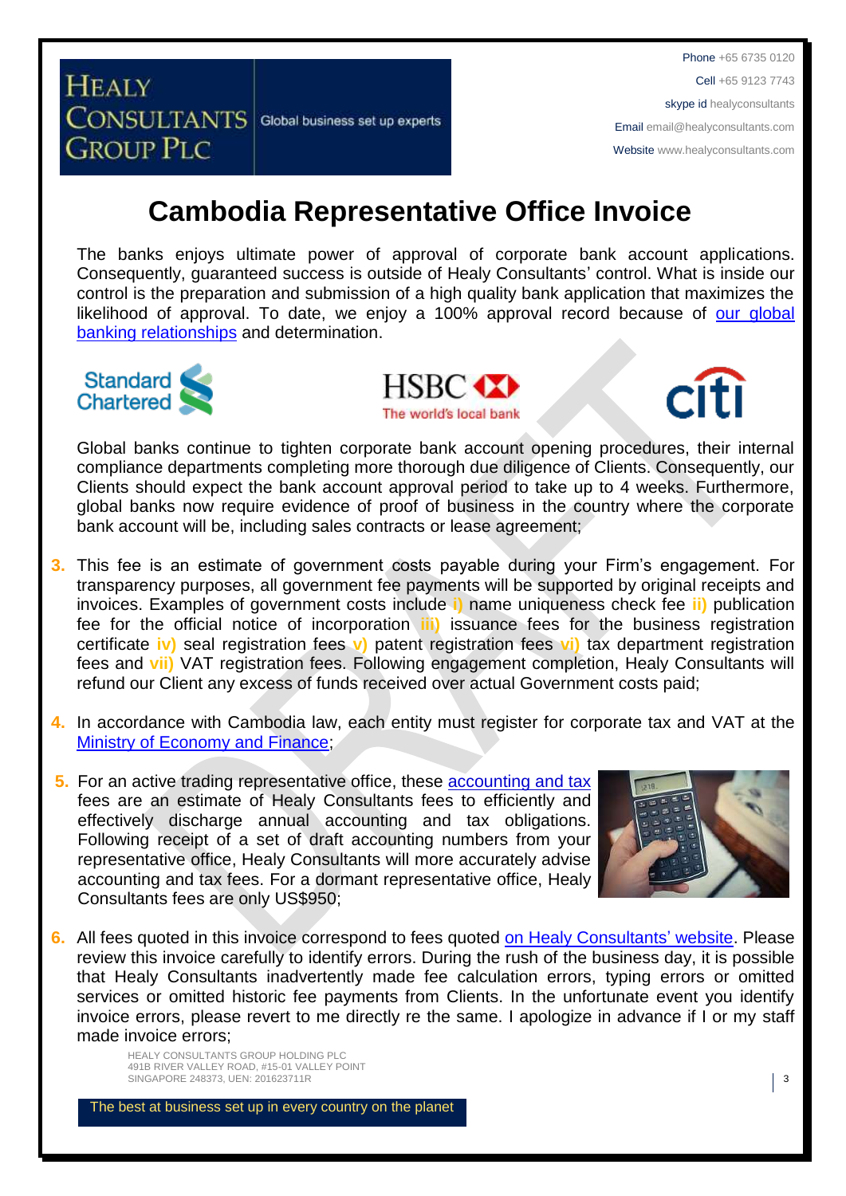# Cambodia Representative Office Invoice

The banks enjoys ultimate power of approval of corporate bank account applications. Consequently, guaranteed success is outside of Healy Consultants' control. What is inside our control is the preparation and submission of a high quality bank application that maximizes the likelihood of approval. To date, we enjoy a 100% approval record because of our global banking relationships and determination.

Global banks continue to tighten corporate bank account opening procedures, their internal compliance departments completing more thorough due diligence of Clients. Consequently, our Clients should expect the bank account approval period to take up to 4 weeks. Furthermore, global banks now require evidence of proof of business in the country where the corporate bank account will be, including sales contracts or lease agreement;

3. This fee is an estimate of government costs payable during your Firm's engagement. For transparency purposes, all government fee payments will be supported by original receipts and invoices. Examples of government costs include **i)** name uniqueness check fee **ii)** publication fee for the official notice of incorporation **iii)** issuance fees for the business registration certificate **iv)** seal registration fees **v)** patent registration fees **vi)** tax department registration fees and **vii)** VAT registration fees. Following engagement completion, Healy Consultants will refund our Client any excess of funds received over actual Government costs paid;

4. In accordance with Cambodia law, each entity must register for corporate tax and VAT at the Ministry of Economy and Finance;

5. For an active trading representative office, these accounting and tax fees are an estimate of Healy Consultants fees to efficiently and effectively discharge annual accounting and tax obligations. Following receipt of a set of draft accounting numbers from your representative office, Healy Consultants will more accurately advise accounting and tax fees. For a dormant representative office, Healy Consultants fees are only US$950;

6. All fees quoted in this invoice correspond to fees quoted on Healy Consultants' website. Please review this invoice carefully to identify errors. During the rush of the business day, it is possible that Healy Consultants inadvertently made fee calculation errors, typing errors or omitted services or omitted historic fee payments from Clients. In the unfortunate event you identify invoice errors, please revert to me directly re the same. I apologize in advance if I or my staff made invoice errors;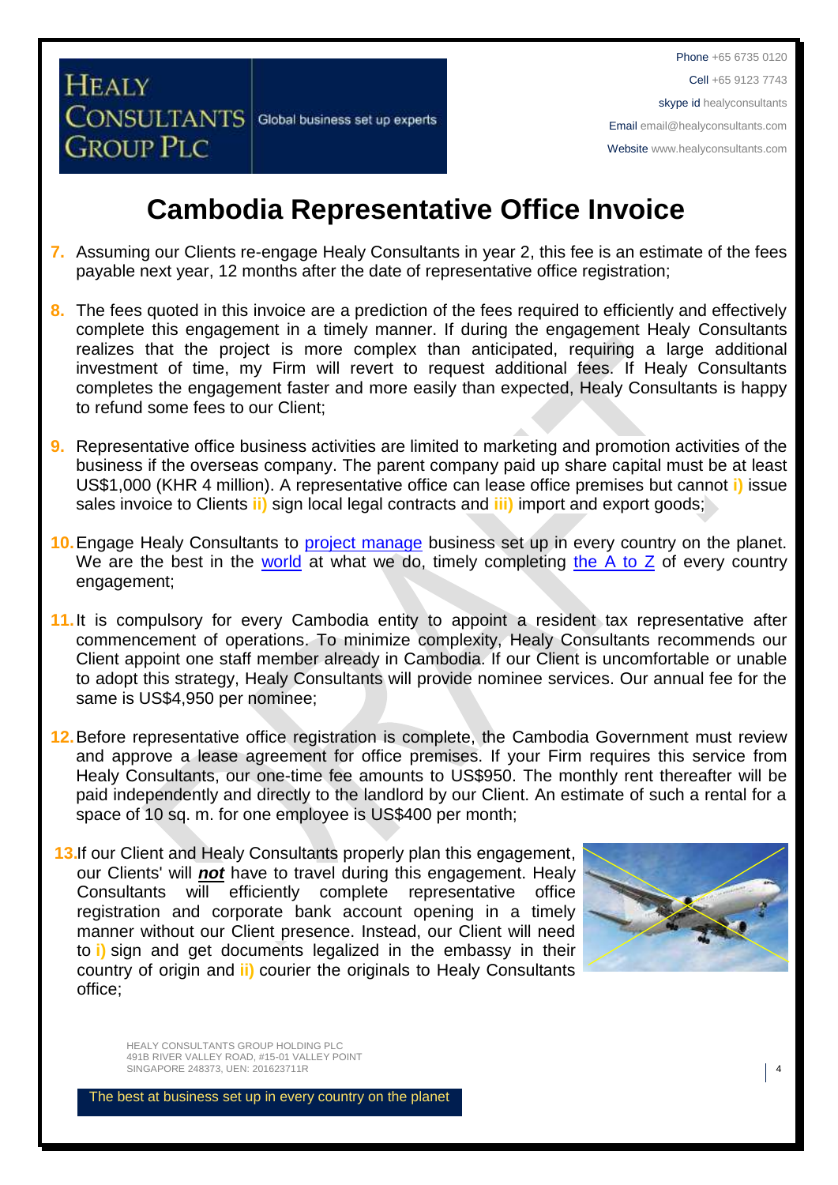# Cambodia Representative Office Invoice

7. Assuming our Clients re-engage Healy Consultants in year 2, this fee is an estimate of the fees payable next year, 12 months after the date of representative office registration;

8. The fees quoted in this invoice are a prediction of the fees required to efficiently and effectively complete this engagement in a timely manner. If during the engagement Healy Consultants realizes that the project is more complex than anticipated, requiring a large additional investment of time, my Firm will revert to request additional fees. If Healy Consultants completes the engagement faster and more easily than expected, Healy Consultants is happy to refund some fees to our Client;

9. Representative office business activities are limited to marketing and promotion activities of the business if the overseas company. The parent company paid up share capital must be at least US$1,000 (KHR 4 million). A representative office can lease office premises but cannot **i)** issue sales invoice to Clients **ii)** sign local legal contracts and **iii)** import and export goods;

10. Engage Healy Consultants to project manage business set up in every country on the planet. We are the best in the world at what we do, timely completing the A to Z of every country engagement;

11. It is compulsory for every Cambodia entity to appoint a resident tax representative after commencement of operations. To minimize complexity, Healy Consultants recommends our Client appoint one staff member already in Cambodia. If our Client is uncomfortable or unable to adopt this strategy, Healy Consultants will provide nominee services. Our annual fee for the same is US$4,950 per nominee;

12. Before representative office registration is complete, the Cambodia Government must review and approve a lease agreement for office premises. If your Firm requires this service from Healy Consultants, our one-time fee amounts to US$950. The monthly rent thereafter will be paid independently and directly to the landlord by our Client. An estimate of such a rental for a space of 10 sq. m. for one employee is US$400 per month;

13. If our Client and Healy Consultants properly plan this engagement, our Clients' will ***not*** have to travel during this engagement. Healy Consultants will efficiently complete representative office registration and corporate bank account opening in a timely manner without our Client presence. Instead, our Client will need to **i)** sign and get documents legalized in the embassy in their country of origin and **ii)** courier the originals to Healy Consultants office;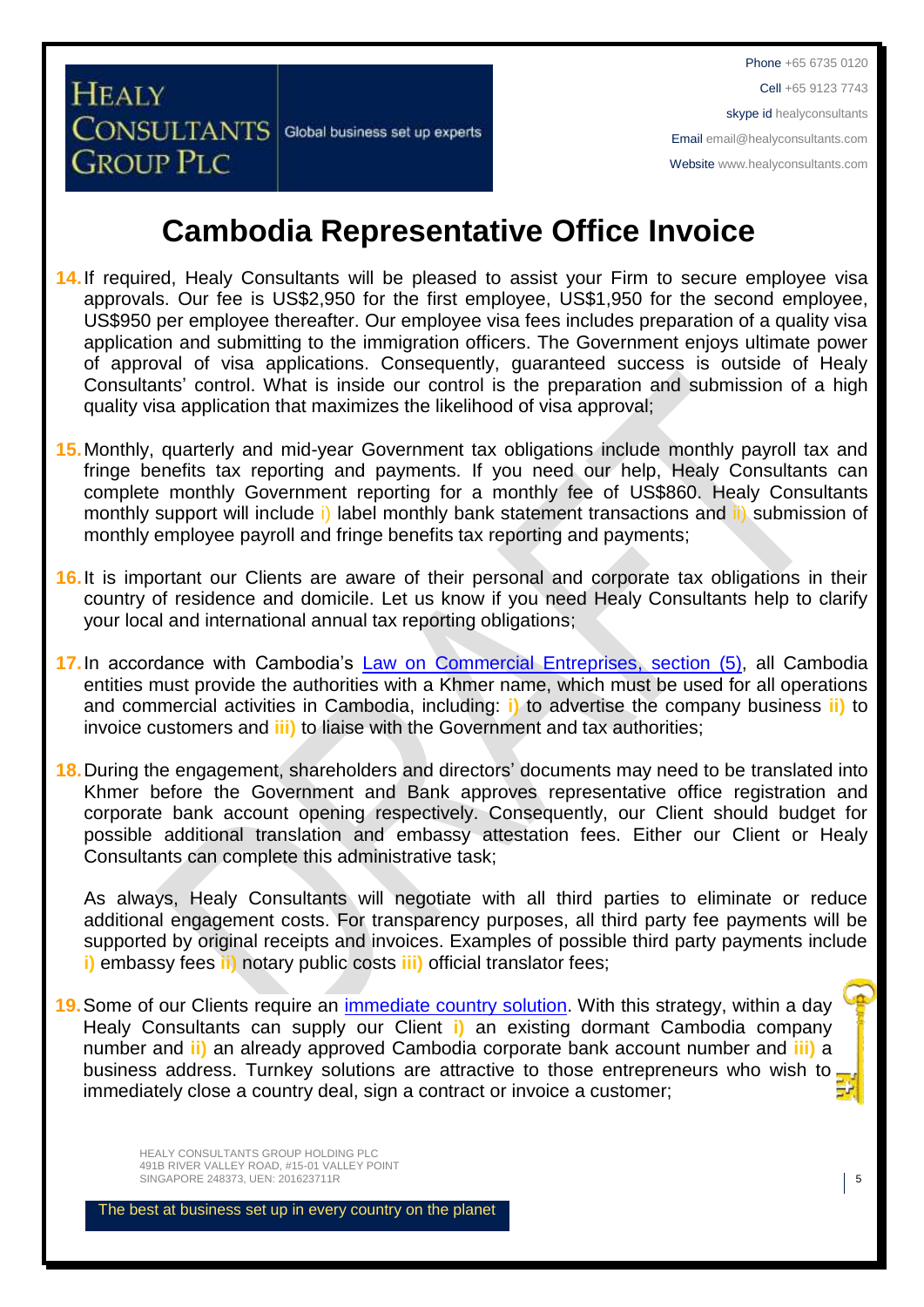# Cambodia Representative Office Invoice

14. If required, Healy Consultants will be pleased to assist your Firm to secure employee visa approvals. Our fee is US$2,950 for the first employee, US$1,950 for the second employee, US$950 per employee thereafter. Our employee visa fees includes preparation of a quality visa application and submitting to the immigration officers. The Government enjoys ultimate power of approval of visa applications. Consequently, guaranteed success is outside of Healy Consultants' control. What is inside our control is the preparation and submission of a high quality visa application that maximizes the likelihood of visa approval;

15. Monthly, quarterly and mid-year Government tax obligations include monthly payroll tax and fringe benefits tax reporting and payments. If you need our help, Healy Consultants can complete monthly Government reporting for a monthly fee of US$860. Healy Consultants monthly support will include i) label monthly bank statement transactions and ii) submission of monthly employee payroll and fringe benefits tax reporting and payments;

16. It is important our Clients are aware of their personal and corporate tax obligations in their country of residence and domicile. Let us know if you need Healy Consultants help to clarify your local and international annual tax reporting obligations;

17. In accordance with Cambodia's [Law on Commercial Entreprises, section (5)](), all Cambodia entities must provide the authorities with a Khmer name, which must be used for all operations and commercial activities in Cambodia, including: i) to advertise the company business ii) to invoice customers and iii) to liaise with the Government and tax authorities;

18. During the engagement, shareholders and directors' documents may need to be translated into Khmer before the Government and Bank approves representative office registration and corporate bank account opening respectively. Consequently, our Client should budget for possible additional translation and embassy attestation fees. Either our Client or Healy Consultants can complete this administrative task;

    As always, Healy Consultants will negotiate with all third parties to eliminate or reduce additional engagement costs. For transparency purposes, all third party fee payments will be supported by original receipts and invoices. Examples of possible third party payments include i) embassy fees ii) notary public costs iii) official translator fees;

19. Some of our Clients require an [immediate country solution](). With this strategy, within a day Healy Consultants can supply our Client i) an existing dormant Cambodia company number and ii) an already approved Cambodia corporate bank account number and iii) a business address. Turnkey solutions are attractive to those entrepreneurs who wish to immediately close a country deal, sign a contract or invoice a customer;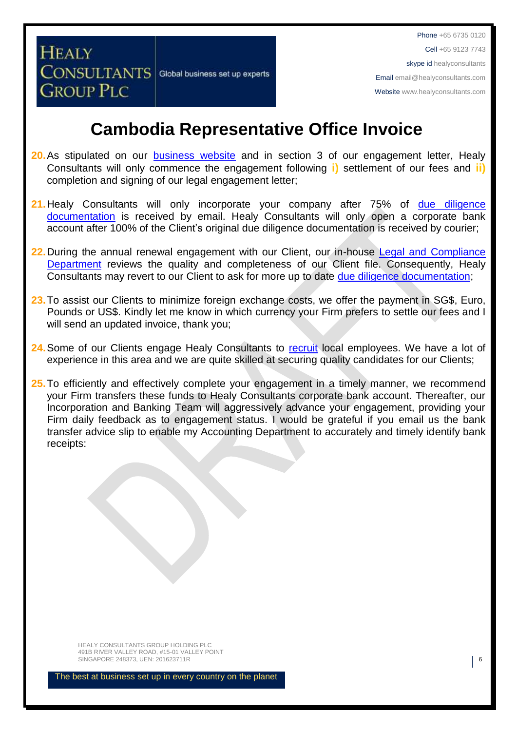# Cambodia Representative Office Invoice

20. As stipulated on our business website and in section 3 of our engagement letter, Healy Consultants will only commence the engagement following **i)** settlement of our fees and **ii)** completion and signing of our legal engagement letter;

21. Healy Consultants will only incorporate your company after 75% of due diligence documentation is received by email. Healy Consultants will only open a corporate bank account after 100% of the Client's original due diligence documentation is received by courier;

22. During the annual renewal engagement with our Client, our in-house Legal and Compliance Department reviews the quality and completeness of our Client file. Consequently, Healy Consultants may revert to our Client to ask for more up to date due diligence documentation;

23. To assist our Clients to minimize foreign exchange costs, we offer the payment in SG$, Euro, Pounds or US$. Kindly let me know in which currency your Firm prefers to settle our fees and I will send an updated invoice, thank you;

24. Some of our Clients engage Healy Consultants to recruit local employees. We have a lot of experience in this area and we are quite skilled at securing quality candidates for our Clients;

25. To efficiently and effectively complete your engagement in a timely manner, we recommend your Firm transfers these funds to Healy Consultants corporate bank account. Thereafter, our Incorporation and Banking Team will aggressively advance your engagement, providing your Firm daily feedback as to engagement status. I would be grateful if you email us the bank transfer advice slip to enable my Accounting Department to accurately and timely identify bank receipts: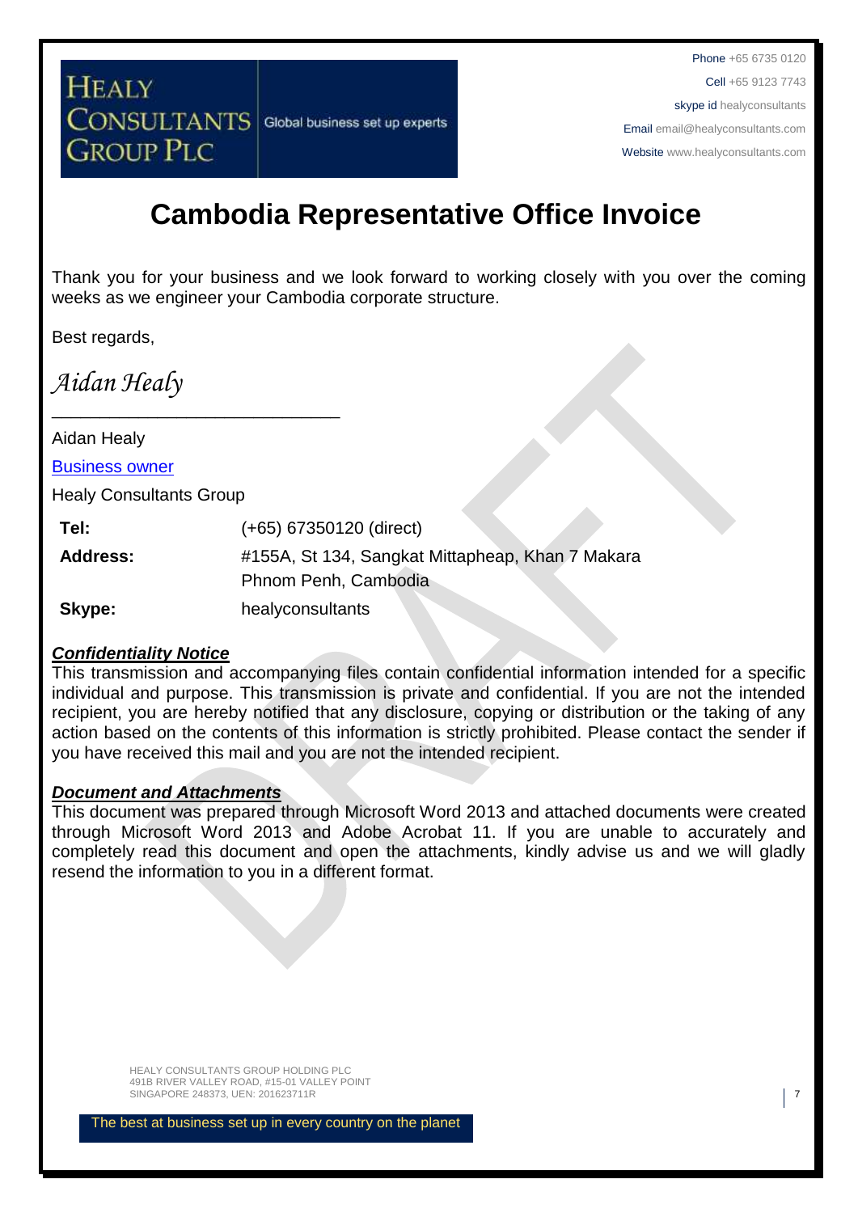# Cambodia Representative Office Invoice

Thank you for your business and we look forward to working closely with you over the coming weeks as we engineer your Cambodia corporate structure.

Best regards,

*Aidan Healy*

\_\_\_\_\_\_\_\_\_\_\_\_\_\_\_\_\_\_\_\_\_\_\_\_\_\_\_\_\_\_

Aidan Healy

Business owner

Healy Consultants Group

| | |
|---|---|
| **Tel:** | (+65) 67350120 (direct) |
| **Address:** | #155A, St 134, Sangkat Mittapheap, Khan 7 Makara Phnom Penh, Cambodia |
| **Skype:** | healyconsultants |

***Confidentiality Notice***

This transmission and accompanying files contain confidential information intended for a specific individual and purpose. This transmission is private and confidential. If you are not the intended recipient, you are hereby notified that any disclosure, copying or distribution or the taking of any action based on the contents of this information is strictly prohibited. Please contact the sender if you have received this mail and you are not the intended recipient.

***Document and Attachments***

This document was prepared through Microsoft Word 2013 and attached documents were created through Microsoft Word 2013 and Adobe Acrobat 11. If you are unable to accurately and completely read this document and open the attachments, kindly advise us and we will gladly resend the information to you in a different format.